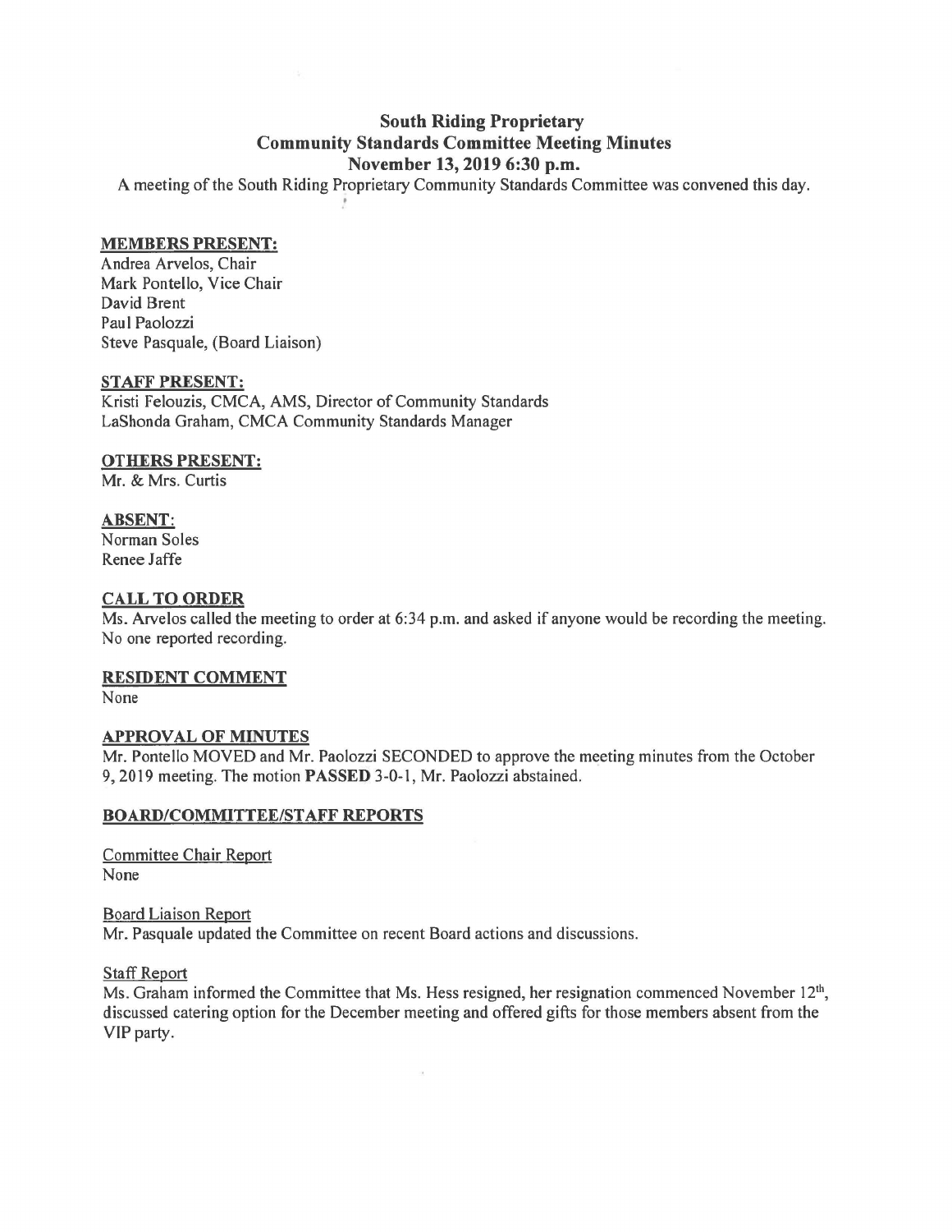# South Riding Proprietary
# Community Standards Committee Meeting Minutes
# November 13, 2019 6:30 p.m.

A meeting of the South Riding Proprietary Community Standards Committee was convened this day.

**MEMBERS PRESENT:**

Andrea Arvelos, Chair
Mark Pontello, Vice Chair
David Brent
Paul Paolozzi
Steve Pasquale, (Board Liaison)

**STAFF PRESENT:**

Kristi Felouzis, CMCA, AMS, Director of Community Standards
LaShonda Graham, CMCA Community Standards Manager

**OTHERS PRESENT:**

Mr. & Mrs. Curtis

**ABSENT:**

Norman Soles
Renee Jaffe

**CALL TO ORDER**

Ms. Arvelos called the meeting to order at 6:34 p.m. and asked if anyone would be recording the meeting. No one reported recording.

**RESIDENT COMMENT**

None

**APPROVAL OF MINUTES**

Mr. Pontello MOVED and Mr. Paolozzi SECONDED to approve the meeting minutes from the October 9, 2019 meeting. The motion **PASSED** 3-0-1, Mr. Paolozzi abstained.

**BOARD/COMMITTEE/STAFF REPORTS**

Committee Chair Report

None

Board Liaison Report

Mr. Pasquale updated the Committee on recent Board actions and discussions.

Staff Report

Ms. Graham informed the Committee that Ms. Hess resigned, her resignation commenced November 12th, discussed catering option for the December meeting and offered gifts for those members absent from the VIP party.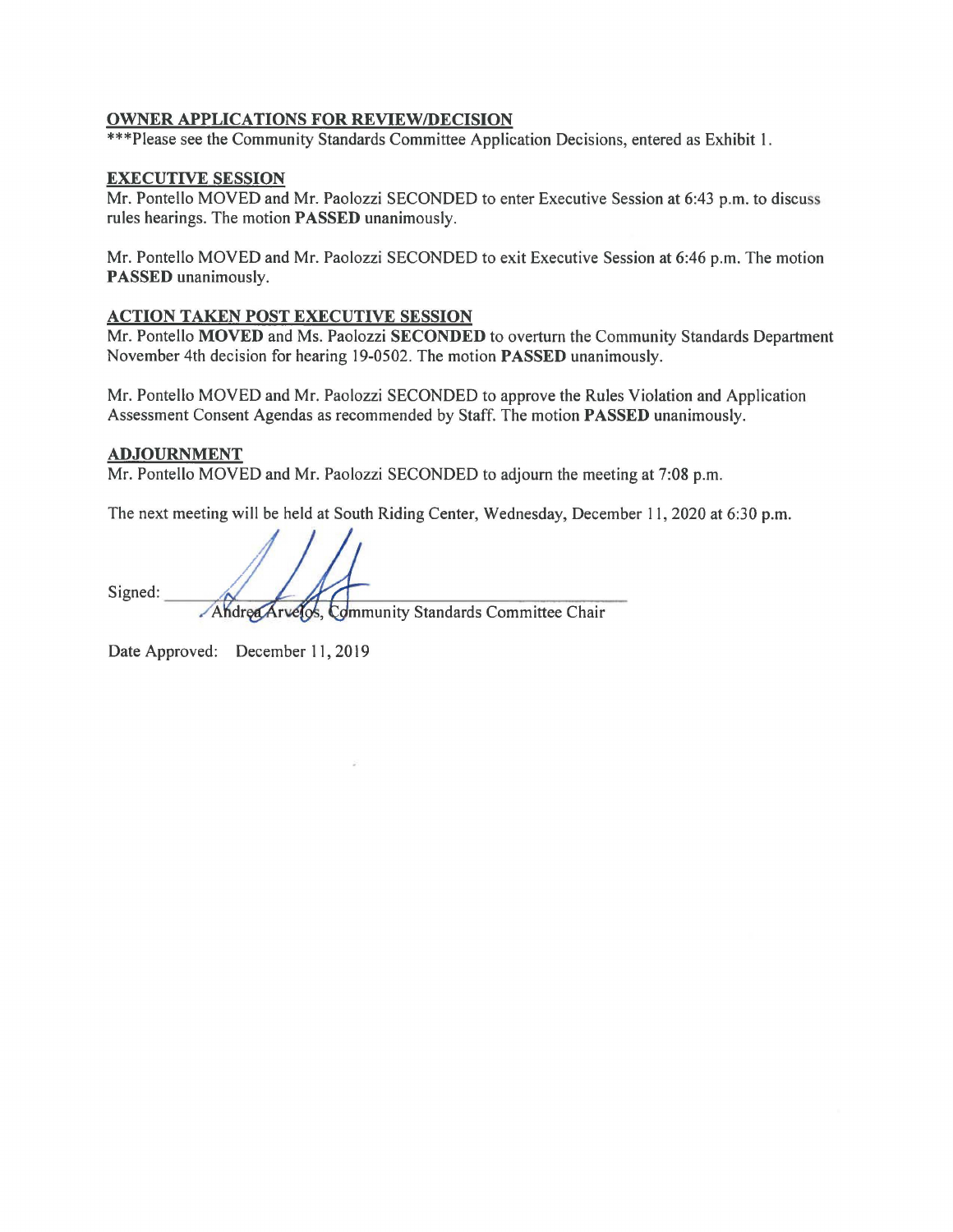## OWNER APPLICATIONS FOR REVIEW/DECISION

***Please see the Community Standards Committee Application Decisions, entered as Exhibit 1.

## EXECUTIVE SESSION

Mr. Pontello MOVED and Mr. Paolozzi SECONDED to enter Executive Session at 6:43 p.m. to discuss rules hearings. The motion **PASSED** unanimously.

Mr. Pontello MOVED and Mr. Paolozzi SECONDED to exit Executive Session at 6:46 p.m. The motion **PASSED** unanimously.

## ACTION TAKEN POST EXECUTIVE SESSION

Mr. Pontello **MOVED** and Ms. Paolozzi **SECONDED** to overturn the Community Standards Department November 4th decision for hearing 19-0502. The motion **PASSED** unanimously.

Mr. Pontello MOVED and Mr. Paolozzi SECONDED to approve the Rules Violation and Application Assessment Consent Agendas as recommended by Staff. The motion **PASSED** unanimously.

## ADJOURNMENT

Mr. Pontello MOVED and Mr. Paolozzi SECONDED to adjourn the meeting at 7:08 p.m.

The next meeting will be held at South Riding Center, Wednesday, December 11, 2020 at 6:30 p.m.

Signed: ______________________________
Andrea Arvelos, Community Standards Committee Chair

Date Approved: December 11, 2019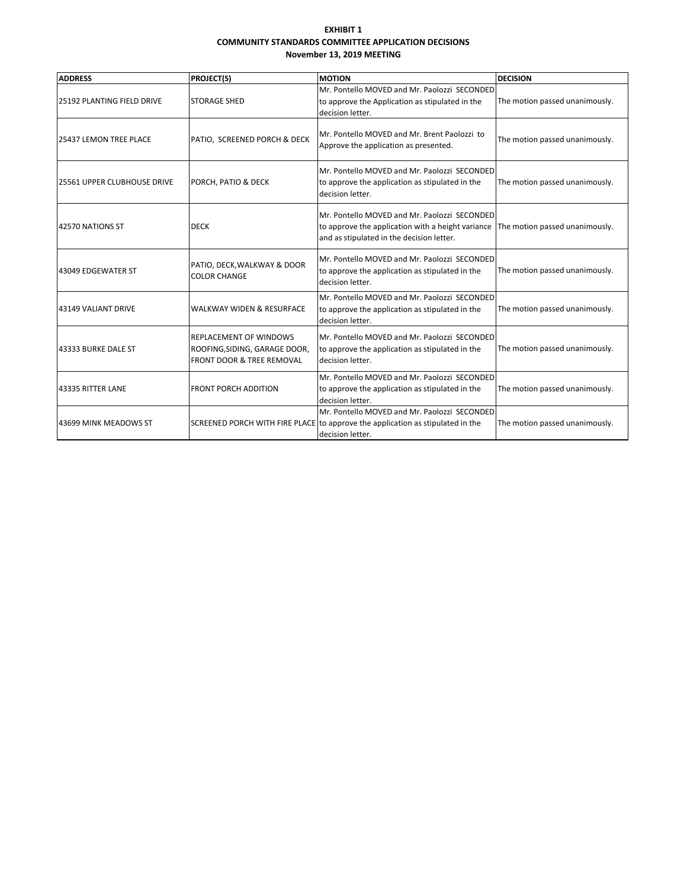**EXHIBIT 1**
**COMMUNITY STANDARDS COMMITTEE APPLICATION DECISIONS**
**November 13, 2019 MEETING**

| ADDRESS | PROJECT(S) | MOTION | DECISION |
|---|---|---|---|
| 25192 PLANTING FIELD DRIVE | STORAGE SHED | Mr. Pontello MOVED and Mr. Paolozzi SECONDED to approve the Application as stipulated in the decision letter. | The motion passed unanimously. |
| 25437 LEMON TREE PLACE | PATIO, SCREENED PORCH & DECK | Mr. Pontello MOVED and Mr. Brent Paolozzi to Approve the application as presented. | The motion passed unanimously. |
| 25561 UPPER CLUBHOUSE DRIVE | PORCH, PATIO & DECK | Mr. Pontello MOVED and Mr. Paolozzi SECONDED to approve the application as stipulated in the decision letter. | The motion passed unanimously. |
| 42570 NATIONS ST | DECK | Mr. Pontello MOVED and Mr. Paolozzi SECONDED to approve the application with a height variance and as stipulated in the decision letter. | The motion passed unanimously. |
| 43049 EDGEWATER ST | PATIO, DECK,WALKWAY & DOOR COLOR CHANGE | Mr. Pontello MOVED and Mr. Paolozzi SECONDED to approve the application as stipulated in the decision letter. | The motion passed unanimously. |
| 43149 VALIANT DRIVE | WALKWAY WIDEN & RESURFACE | Mr. Pontello MOVED and Mr. Paolozzi SECONDED to approve the application as stipulated in the decision letter. | The motion passed unanimously. |
| 43333 BURKE DALE ST | REPLACEMENT OF WINDOWS ROOFING,SIDING, GARAGE DOOR, FRONT DOOR & TREE REMOVAL | Mr. Pontello MOVED and Mr. Paolozzi SECONDED to approve the application as stipulated in the decision letter. | The motion passed unanimously. |
| 43335 RITTER LANE | FRONT PORCH ADDITION | Mr. Pontello MOVED and Mr. Paolozzi SECONDED to approve the application as stipulated in the decision letter. | The motion passed unanimously. |
| 43699 MINK MEADOWS ST | SCREENED PORCH WITH FIRE PLACE | Mr. Pontello MOVED and Mr. Paolozzi SECONDED to approve the application as stipulated in the decision letter. | The motion passed unanimously. |